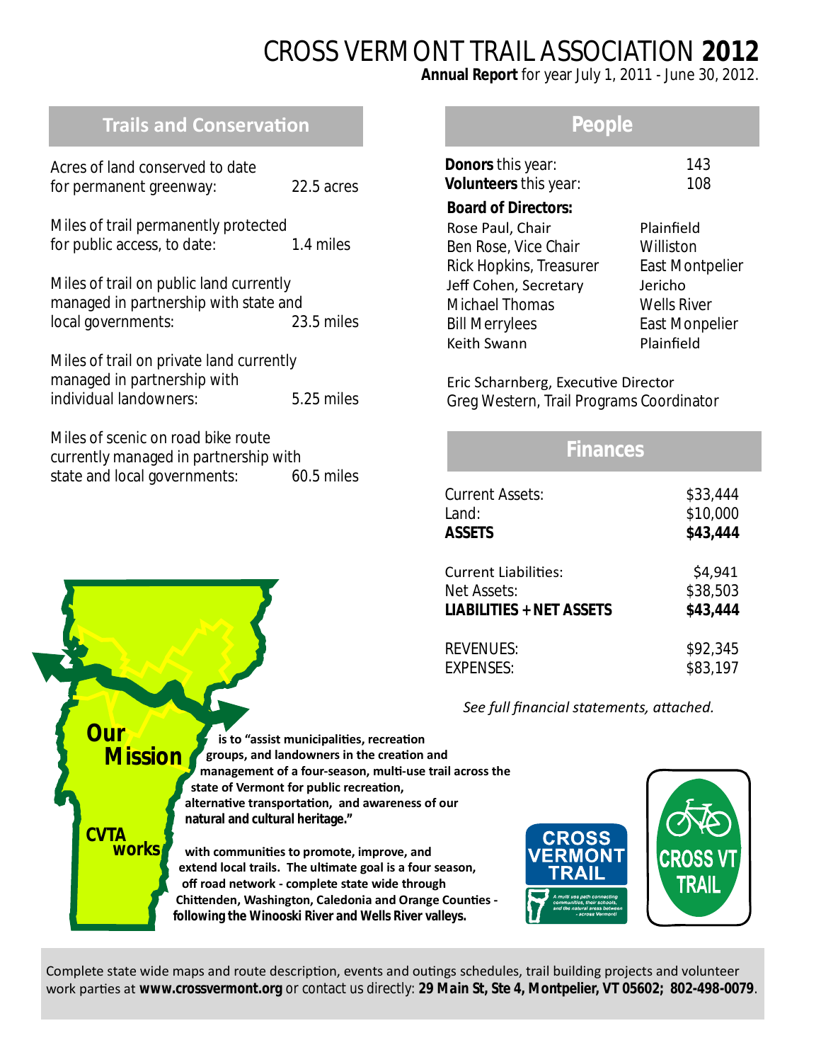# CROSS VERMONT TRAIL ASSOCIATION **2012**

**Annual Report** for year July 1, 2011 - June 30, 2012.

## Trails and Conservation

| | |
|---|---|
| Acres of land conserved to date for permanent greenway: | 22.5 acres |
| Miles of trail permanently protected for public access, to date: | 1.4 miles |
| Miles of trail on public land currently managed in partnership with state and local governments: | 23.5 miles |
| Miles of trail on private land currently managed in partnership with individual landowners: | 5.25 miles |
| Miles of scenic on road bike route currently managed in partnership with state and local governments: | 60.5 miles |

## People

| | |
|---|---|
| **Donors** this year: | 143 |
| **Volunteers** this year: | 108 |

**Board of Directors:**

| | |
|---|---|
| Rose Paul, Chair | Plainfield |
| Ben Rose, Vice Chair | Williston |
| Rick Hopkins, Treasurer | East Montpelier |
| Jeff Cohen, Secretary | Jericho |
| Michael Thomas | Wells River |
| Bill Merrylees | East Monpelier |
| Keith Swann | Plainfield |

Eric Scharnberg, Executive Director
Greg Western, Trail Programs Coordinator

## Finances

| | |
|---|---|
| Current Assets: | $33,444 |
| Land: | $10,000 |
| **ASSETS** | **$43,444** |
| Current Liabilities: | $4,941 |
| Net Assets: | $38,503 |
| **LIABILITIES + NET ASSETS** | **$43,444** |
| REVENUES: | $92,345 |
| EXPENSES: | $83,197 |

*See full financial statements, attached.*

**Our Mission** is to "assist municipalities, recreation groups, and landowners in the creation and management of a four-season, multi-use trail across the state of Vermont for public recreation, alternative transportation, and awareness of our natural and cultural heritage."

**CVTA works** with communities to promote, improve, and extend local trails. The ultimate goal is a four season, off road network - complete state wide through Chittenden, Washington, Caledonia and Orange Counties - following the Winooski River and Wells River valleys.

CROSS VERMONT TRAIL

A multi use path connecting communities, their schools, and the natural areas between - across Vermont!

CROSS VT TRAIL

Complete state wide maps and route description, events and outings schedules, trail building projects and volunteer work parties at **www.crossvermont.org** or contact us directly: **29 Main St, Ste 4, Montpelier, VT 05602; 802-498-0079**.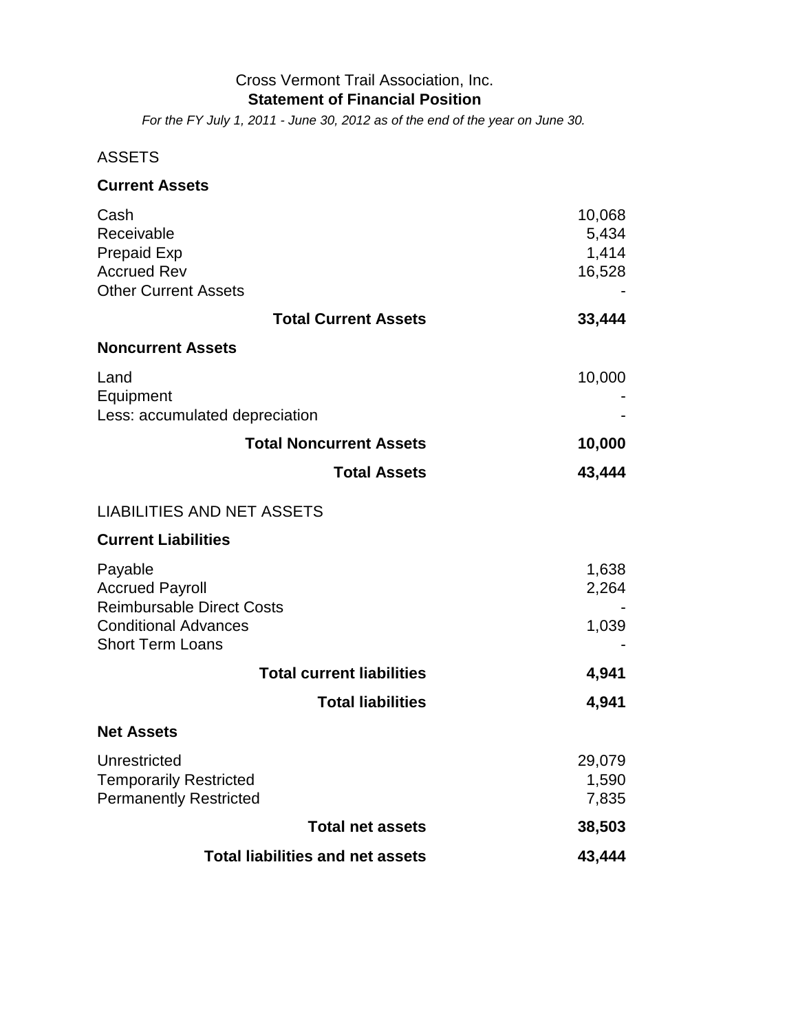Cross Vermont Trail Association, Inc.

## Statement of Financial Position

*For the FY July 1, 2011 - June 30, 2012 as of the end of the year on June 30.*

ASSETS

| | |
|---|---|
| **Current Assets** | |
| Cash | 10,068 |
| Receivable | 5,434 |
| Prepaid Exp | 1,414 |
| Accrued Rev | 16,528 |
| Other Current Assets | - |
| **Total Current Assets** | **33,444** |
| **Noncurrent Assets** | |
| Land | 10,000 |
| Equipment | - |
| Less: accumulated depreciation | - |
| **Total Noncurrent Assets** | **10,000** |
| **Total Assets** | **43,444** |

LIABILITIES AND NET ASSETS

| | |
|---|---|
| **Current Liabilities** | |
| Payable | 1,638 |
| Accrued Payroll | 2,264 |
| Reimbursable Direct Costs | - |
| Conditional Advances | 1,039 |
| Short Term Loans | - |
| **Total current liabilities** | **4,941** |
| **Total liabilities** | **4,941** |
| **Net Assets** | |
| Unrestricted | 29,079 |
| Temporarily Restricted | 1,590 |
| Permanently Restricted | 7,835 |
| **Total net assets** | **38,503** |
| **Total liabilities and net assets** | **43,444** |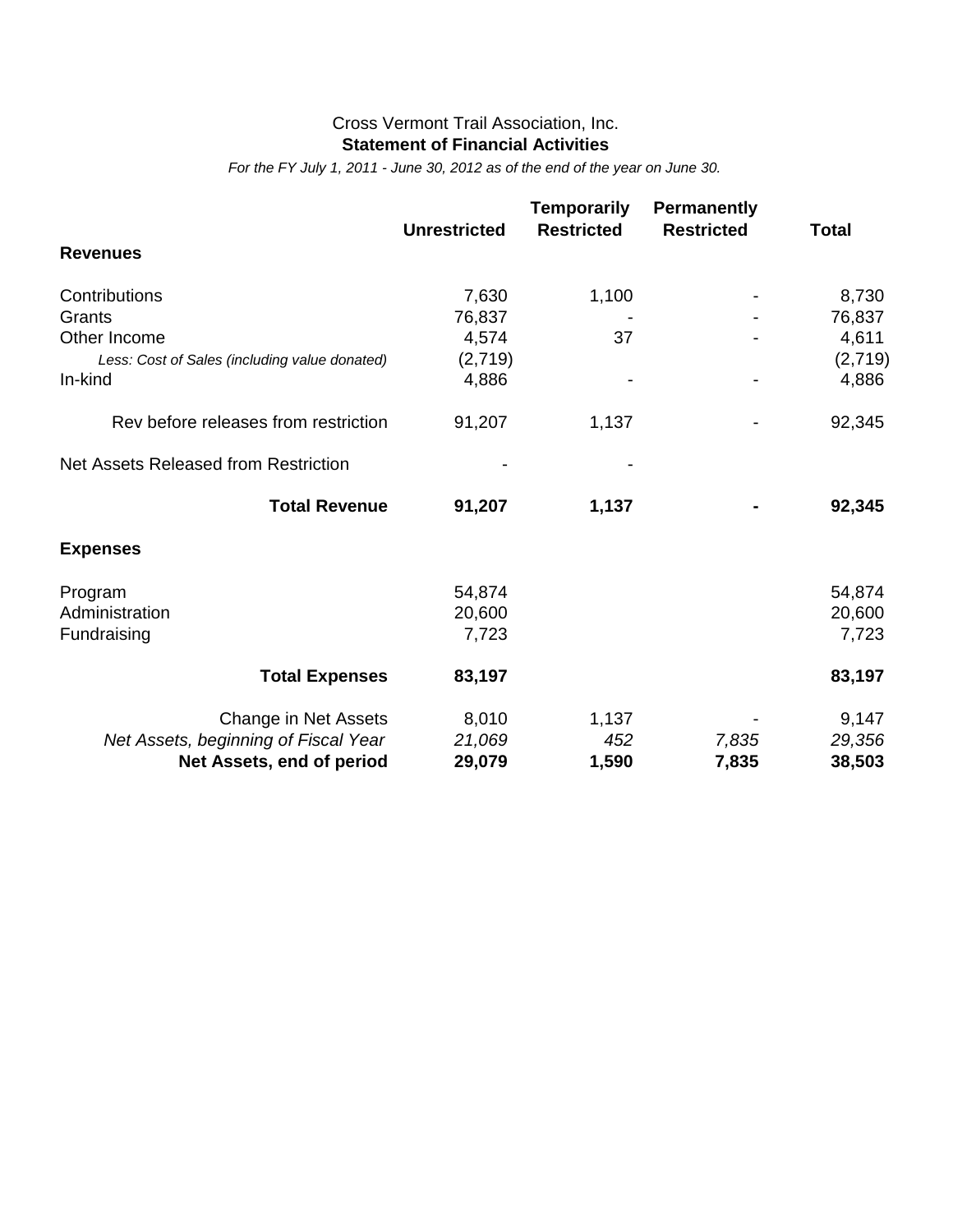Cross Vermont Trail Association, Inc.

**Statement of Financial Activities**

*For the FY July 1, 2011 - June 30, 2012 as of the end of the year on June 30.*

| | Unrestricted | Temporarily Restricted | Permanently Restricted | Total |
|---|---|---|---|---|
| **Revenues** | | | | |
| Contributions | 7,630 | 1,100 | - | 8,730 |
| Grants | 76,837 | - | - | 76,837 |
| Other Income | 4,574 | 37 | - | 4,611 |
| *Less: Cost of Sales (including value donated)* | (2,719) | | | (2,719) |
| In-kind | 4,886 | - | - | 4,886 |
| Rev before releases from restriction | 91,207 | 1,137 | - | 92,345 |
| Net Assets Released from Restriction | - | - | | |
| **Total Revenue** | **91,207** | **1,137** | **-** | **92,345** |
| **Expenses** | | | | |
| Program | 54,874 | | | 54,874 |
| Administration | 20,600 | | | 20,600 |
| Fundraising | 7,723 | | | 7,723 |
| **Total Expenses** | **83,197** | | | **83,197** |
| Change in Net Assets | 8,010 | 1,137 | - | 9,147 |
| *Net Assets, beginning of Fiscal Year* | *21,069* | *452* | *7,835* | *29,356* |
| **Net Assets, end of period** | **29,079** | **1,590** | **7,835** | **38,503** |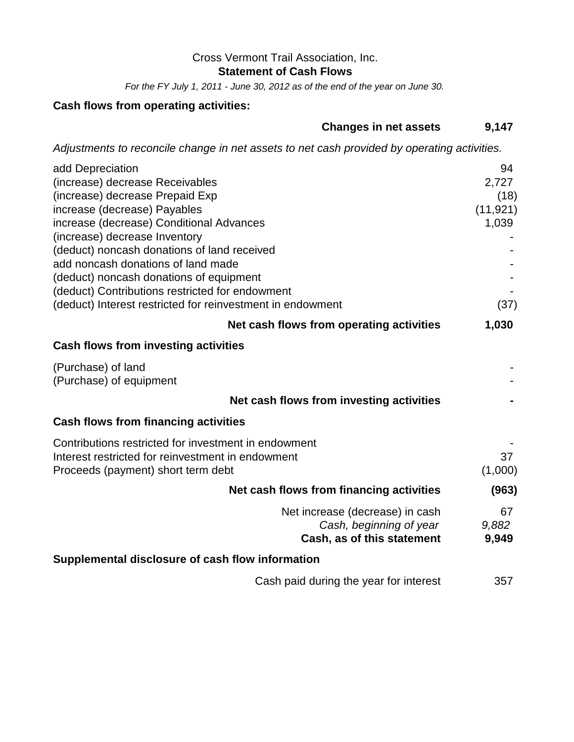Cross Vermont Trail Association, Inc.

**Statement of Cash Flows**

*For the FY July 1, 2011 - June 30, 2012 as of the end of the year on June 30.*

**Cash flows from operating activities:**

| | |
|---|---|
| **Changes in net assets** | **9,147** |
| *Adjustments to reconcile change in net assets to net cash provided by operating activities.* | |
| add Depreciation | 94 |
| (increase) decrease Receivables | 2,727 |
| (increase) decrease Prepaid Exp | (18) |
| increase (decrease) Payables | (11,921) |
| increase (decrease) Conditional Advances | 1,039 |
| (increase) decrease Inventory | - |
| (deduct) noncash donations of land received | - |
| add noncash donations of land made | - |
| (deduct) noncash donations of equipment | - |
| (deduct) Contributions restricted for endowment | - |
| (deduct) Interest restricted for reinvestment in endowment | (37) |
| **Net cash flows from operating activities** | **1,030** |
| **Cash flows from investing activities** | |
| (Purchase) of land | - |
| (Purchase) of equipment | - |
| **Net cash flows from investing activities** | **-** |
| **Cash flows from financing activities** | |
| Contributions restricted for investment in endowment | - |
| Interest restricted for reinvestment in endowment | 37 |
| Proceeds (payment) short term debt | (1,000) |
| **Net cash flows from financing activities** | **(963)** |
| Net increase (decrease) in cash | 67 |
| *Cash, beginning of year* | *9,882* |
| **Cash, as of this statement** | **9,949** |
| **Supplemental disclosure of cash flow information** | |
| Cash paid during the year for interest | 357 |